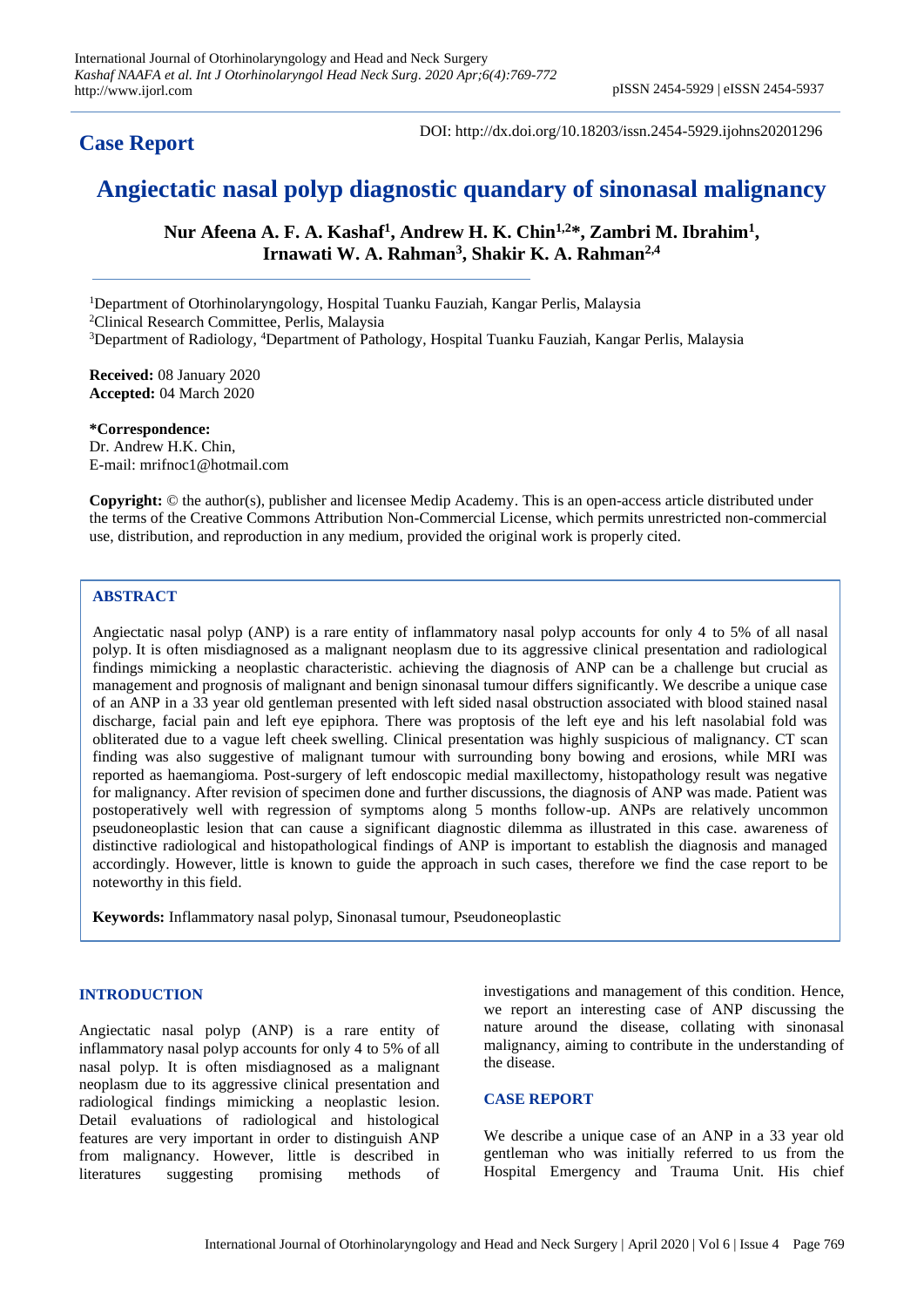## Case Report

DOI: http://dx.doi.org/10.18203/issn.2454-5929.ijohns20201296

# Angiectatic nasal polyp diagnostic quandary of sinonasal malignancy

**Nur Afeena A. F. A. Kashaf[1], Andrew H. K. Chin[1,2]*, Zambri M. Ibrahim[1], Irnawati W. A. Rahman[3], Shakir K. A. Rahman[2,4]**

[1]Department of Otorhinolaryngology, Hospital Tuanku Fauziah, Kangar Perlis, Malaysia
[2]Clinical Research Committee, Perlis, Malaysia
[3]Department of Radiology, [4]Department of Pathology, Hospital Tuanku Fauziah, Kangar Perlis, Malaysia

**Received:** 08 January 2020
**Accepted:** 04 March 2020

**\*Correspondence:**
Dr. Andrew H.K. Chin,
E-mail: mrifnoc1@hotmail.com

**Copyright:** © the author(s), publisher and licensee Medip Academy. This is an open-access article distributed under the terms of the Creative Commons Attribution Non-Commercial License, which permits unrestricted non-commercial use, distribution, and reproduction in any medium, provided the original work is properly cited.

## ABSTRACT

Angiectatic nasal polyp (ANP) is a rare entity of inflammatory nasal polyp accounts for only 4 to 5% of all nasal polyp. It is often misdiagnosed as a malignant neoplasm due to its aggressive clinical presentation and radiological findings mimicking a neoplastic characteristic. achieving the diagnosis of ANP can be a challenge but crucial as management and prognosis of malignant and benign sinonasal tumour differs significantly. We describe a unique case of an ANP in a 33 year old gentleman presented with left sided nasal obstruction associated with blood stained nasal discharge, facial pain and left eye epiphora. There was proptosis of the left eye and his left nasolabial fold was obliterated due to a vague left cheek swelling. Clinical presentation was highly suspicious of malignancy. CT scan finding was also suggestive of malignant tumour with surrounding bony bowing and erosions, while MRI was reported as haemangioma. Post-surgery of left endoscopic medial maxillectomy, histopathology result was negative for malignancy. After revision of specimen done and further discussions, the diagnosis of ANP was made. Patient was postoperatively well with regression of symptoms along 5 months follow-up. ANPs are relatively uncommon pseudoneoplastic lesion that can cause a significant diagnostic dilemma as illustrated in this case. awareness of distinctive radiological and histopathological findings of ANP is important to establish the diagnosis and managed accordingly. However, little is known to guide the approach in such cases, therefore we find the case report to be noteworthy in this field.

**Keywords:** Inflammatory nasal polyp, Sinonasal tumour, Pseudoneoplastic

## INTRODUCTION

Angiectatic nasal polyp (ANP) is a rare entity of inflammatory nasal polyp accounts for only 4 to 5% of all nasal polyp. It is often misdiagnosed as a malignant neoplasm due to its aggressive clinical presentation and radiological findings mimicking a neoplastic lesion. Detail evaluations of radiological and histological features are very important in order to distinguish ANP from malignancy. However, little is described in literatures suggesting promising methods of investigations and management of this condition. Hence, we report an interesting case of ANP discussing the nature around the disease, collating with sinonasal malignancy, aiming to contribute in the understanding of the disease.

## CASE REPORT

We describe a unique case of an ANP in a 33 year old gentleman who was initially referred to us from the Hospital Emergency and Trauma Unit. His chief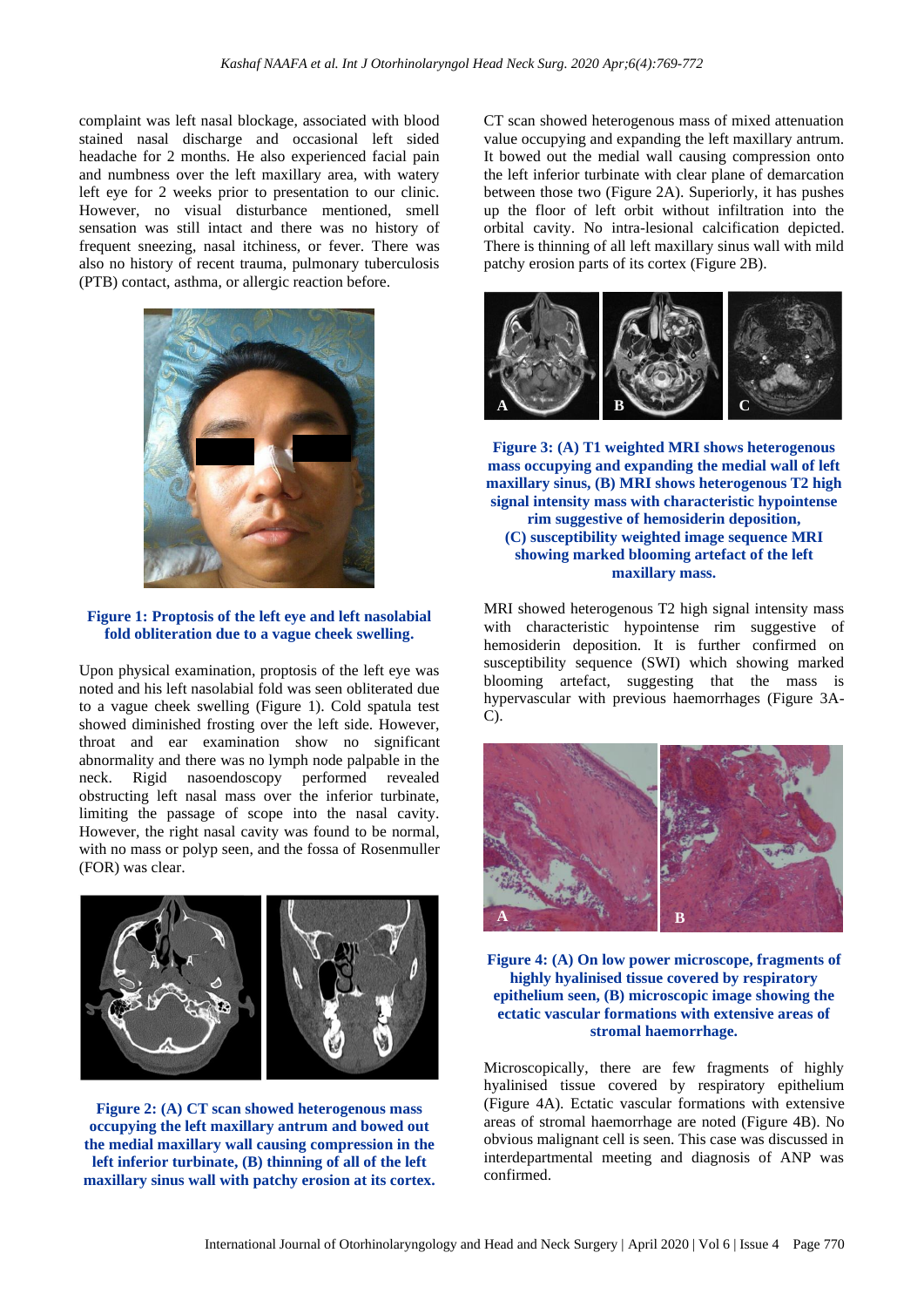complaint was left nasal blockage, associated with blood stained nasal discharge and occasional left sided headache for 2 months. He also experienced facial pain and numbness over the left maxillary area, with watery left eye for 2 weeks prior to presentation to our clinic. However, no visual disturbance mentioned, smell sensation was still intact and there was no history of frequent sneezing, nasal itchiness, or fever. There was also no history of recent trauma, pulmonary tuberculosis (PTB) contact, asthma, or allergic reaction before.

**Figure 1: Proptosis of the left eye and left nasolabial fold obliteration due to a vague cheek swelling.**

Upon physical examination, proptosis of the left eye was noted and his left nasolabial fold was seen obliterated due to a vague cheek swelling (Figure 1). Cold spatula test showed diminished frosting over the left side. However, throat and ear examination show no significant abnormality and there was no lymph node palpable in the neck. Rigid nasoendoscopy performed revealed obstructing left nasal mass over the inferior turbinate, limiting the passage of scope into the nasal cavity. However, the right nasal cavity was found to be normal, with no mass or polyp seen, and the fossa of Rosenmuller (FOR) was clear.

**Figure 2: (A) CT scan showed heterogenous mass occupying the left maxillary antrum and bowed out the medial maxillary wall causing compression in the left inferior turbinate, (B) thinning of all of the left maxillary sinus wall with patchy erosion at its cortex.**

CT scan showed heterogenous mass of mixed attenuation value occupying and expanding the left maxillary antrum. It bowed out the medial wall causing compression onto the left inferior turbinate with clear plane of demarcation between those two (Figure 2A). Superiorly, it has pushes up the floor of left orbit without infiltration into the orbital cavity. No intra-lesional calcification depicted. There is thinning of all left maxillary sinus wall with mild patchy erosion parts of its cortex (Figure 2B).

**Figure 3: (A) T1 weighted MRI shows heterogenous mass occupying and expanding the medial wall of left maxillary sinus, (B) MRI shows heterogenous T2 high signal intensity mass with characteristic hypointense rim suggestive of hemosiderin deposition, (C) susceptibility weighted image sequence MRI showing marked blooming artefact of the left maxillary mass.**

MRI showed heterogenous T2 high signal intensity mass with characteristic hypointense rim suggestive of hemosiderin deposition. It is further confirmed on susceptibility sequence (SWI) which showing marked blooming artefact, suggesting that the mass is hypervascular with previous haemorrhages (Figure 3A-C).

**Figure 4: (A) On low power microscope, fragments of highly hyalinised tissue covered by respiratory epithelium seen, (B) microscopic image showing the ectatic vascular formations with extensive areas of stromal haemorrhage.**

Microscopically, there are few fragments of highly hyalinised tissue covered by respiratory epithelium (Figure 4A). Ectatic vascular formations with extensive areas of stromal haemorrhage are noted (Figure 4B). No obvious malignant cell is seen. This case was discussed in interdepartmental meeting and diagnosis of ANP was confirmed.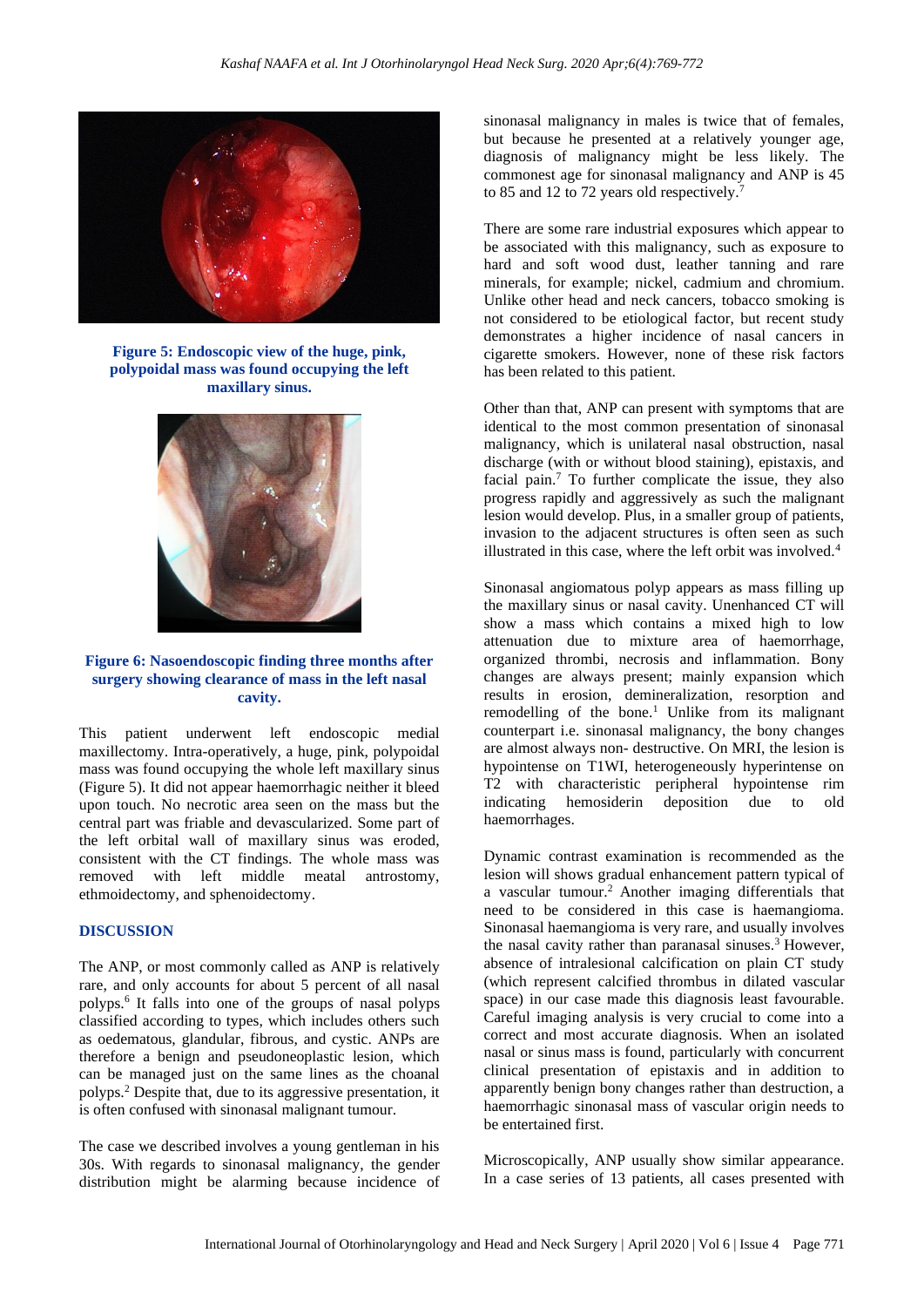Figure 5: Endoscopic view of the huge, pink, polypoidal mass was found occupying the left maxillary sinus.

Figure 6: Nasoendoscopic finding three months after surgery showing clearance of mass in the left nasal cavity.

This patient underwent left endoscopic medial maxillectomy. Intra-operatively, a huge, pink, polypoidal mass was found occupying the whole left maxillary sinus (Figure 5). It did not appear haemorrhagic neither it bleed upon touch. No necrotic area seen on the mass but the central part was friable and devascularized. Some part of the left orbital wall of maxillary sinus was eroded, consistent with the CT findings. The whole mass was removed with left middle meatal antrostomy, ethmoidectomy, and sphenoidectomy.

## DISCUSSION

The ANP, or most commonly called as ANP is relatively rare, and only accounts for about 5 percent of all nasal polyps.[6] It falls into one of the groups of nasal polyps classified according to types, which includes others such as oedematous, glandular, fibrous, and cystic. ANPs are therefore a benign and pseudoneoplastic lesion, which can be managed just on the same lines as the choanal polyps.[2] Despite that, due to its aggressive presentation, it is often confused with sinonasal malignant tumour.

The case we described involves a young gentleman in his 30s. With regards to sinonasal malignancy, the gender distribution might be alarming because incidence of sinonasal malignancy in males is twice that of females, but because he presented at a relatively younger age, diagnosis of malignancy might be less likely. The commonest age for sinonasal malignancy and ANP is 45 to 85 and 12 to 72 years old respectively.[7]

There are some rare industrial exposures which appear to be associated with this malignancy, such as exposure to hard and soft wood dust, leather tanning and rare minerals, for example; nickel, cadmium and chromium. Unlike other head and neck cancers, tobacco smoking is not considered to be etiological factor, but recent study demonstrates a higher incidence of nasal cancers in cigarette smokers. However, none of these risk factors has been related to this patient.

Other than that, ANP can present with symptoms that are identical to the most common presentation of sinonasal malignancy, which is unilateral nasal obstruction, nasal discharge (with or without blood staining), epistaxis, and facial pain.[7] To further complicate the issue, they also progress rapidly and aggressively as such the malignant lesion would develop. Plus, in a smaller group of patients, invasion to the adjacent structures is often seen as such illustrated in this case, where the left orbit was involved.[4]

Sinonasal angiomatous polyp appears as mass filling up the maxillary sinus or nasal cavity. Unenhanced CT will show a mass which contains a mixed high to low attenuation due to mixture area of haemorrhage, organized thrombi, necrosis and inflammation. Bony changes are always present; mainly expansion which results in erosion, demineralization, resorption and remodelling of the bone.[1] Unlike from its malignant counterpart i.e. sinonasal malignancy, the bony changes are almost always non- destructive. On MRI, the lesion is hypointense on T1WI, heterogeneously hyperintense on T2 with characteristic peripheral hypointense rim indicating hemosiderin deposition due to old haemorrhages.

Dynamic contrast examination is recommended as the lesion will shows gradual enhancement pattern typical of a vascular tumour.[2] Another imaging differentials that need to be considered in this case is haemangioma. Sinonasal haemangioma is very rare, and usually involves the nasal cavity rather than paranasal sinuses.[3] However, absence of intralesional calcification on plain CT study (which represent calcified thrombus in dilated vascular space) in our case made this diagnosis least favourable. Careful imaging analysis is very crucial to come into a correct and most accurate diagnosis. When an isolated nasal or sinus mass is found, particularly with concurrent clinical presentation of epistaxis and in addition to apparently benign bony changes rather than destruction, a haemorrhagic sinonasal mass of vascular origin needs to be entertained first.

Microscopically, ANP usually show similar appearance. In a case series of 13 patients, all cases presented with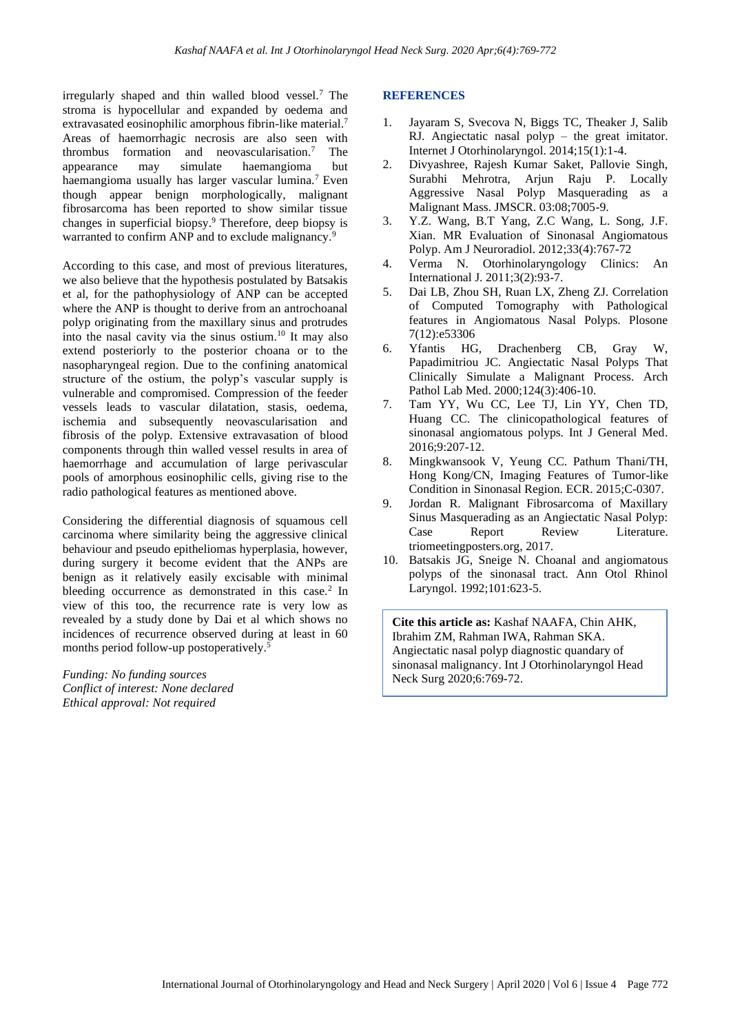irregularly shaped and thin walled blood vessel.[7] The stroma is hypocellular and expanded by oedema and extravasated eosinophilic amorphous fibrin-like material.[7] Areas of haemorrhagic necrosis are also seen with thrombus formation and neovascularisation.[7] The appearance may simulate haemangioma but haemangioma usually has larger vascular lumina.[7] Even though appear benign morphologically, malignant fibrosarcoma has been reported to show similar tissue changes in superficial biopsy.[9] Therefore, deep biopsy is warranted to confirm ANP and to exclude malignancy.[9]

According to this case, and most of previous literatures, we also believe that the hypothesis postulated by Batsakis et al, for the pathophysiology of ANP can be accepted where the ANP is thought to derive from an antrochoanal polyp originating from the maxillary sinus and protrudes into the nasal cavity via the sinus ostium.[10] It may also extend posteriorly to the posterior choana or to the nasopharyngeal region. Due to the confining anatomical structure of the ostium, the polyp's vascular supply is vulnerable and compromised. Compression of the feeder vessels leads to vascular dilatation, stasis, oedema, ischemia and subsequently neovascularisation and fibrosis of the polyp. Extensive extravasation of blood components through thin walled vessel results in area of haemorrhage and accumulation of large perivascular pools of amorphous eosinophilic cells, giving rise to the radio pathological features as mentioned above.

Considering the differential diagnosis of squamous cell carcinoma where similarity being the aggressive clinical behaviour and pseudo epitheliomas hyperplasia, however, during surgery it become evident that the ANPs are benign as it relatively easily excisable with minimal bleeding occurrence as demonstrated in this case.[2] In view of this too, the recurrence rate is very low as revealed by a study done by Dai et al which shows no incidences of recurrence observed during at least in 60 months period follow-up postoperatively.[5]

*Funding: No funding sources*
*Conflict of interest: None declared*
*Ethical approval: Not required*

## REFERENCES

1. Jayaram S, Svecova N, Biggs TC, Theaker J, Salib RJ. Angiectatic nasal polyp – the great imitator. Internet J Otorhinolaryngol. 2014;15(1):1-4.
2. Divyashree, Rajesh Kumar Saket, Pallovie Singh, Surabhi Mehrotra, Arjun Raju P. Locally Aggressive Nasal Polyp Masquerading as a Malignant Mass. JMSCR. 03:08;7005-9.
3. Y.Z. Wang, B.T Yang, Z.C Wang, L. Song, J.F. Xian. MR Evaluation of Sinonasal Angiomatous Polyp. Am J Neuroradiol. 2012;33(4):767-72
4. Verma N. Otorhinolaryngology Clinics: An International J. 2011;3(2):93-7.
5. Dai LB, Zhou SH, Ruan LX, Zheng ZJ. Correlation of Computed Tomography with Pathological features in Angiomatous Nasal Polyps. Plosone 7(12):e53306
6. Yfantis HG, Drachenberg CB, Gray W, Papadimitriou JC. Angiectatic Nasal Polyps That Clinically Simulate a Malignant Process. Arch Pathol Lab Med. 2000;124(3):406-10.
7. Tam YY, Wu CC, Lee TJ, Lin YY, Chen TD, Huang CC. The clinicopathological features of sinonasal angiomatous polyps. Int J General Med. 2016;9:207-12.
8. Mingkwansook V, Yeung CC. Pathum Thani/TH, Hong Kong/CN, Imaging Features of Tumor-like Condition in Sinonasal Region. ECR. 2015;C-0307.
9. Jordan R. Malignant Fibrosarcoma of Maxillary Sinus Masquerading as an Angiectatic Nasal Polyp: Case Report Review Literature. triomeetingposters.org, 2017.
10. Batsakis JG, Sneige N. Choanal and angiomatous polyps of the sinonasal tract. Ann Otol Rhinol Laryngol. 1992;101:623-5.

**Cite this article as:** Kashaf NAAFA, Chin AHK, Ibrahim ZM, Rahman IWA, Rahman SKA. Angiectatic nasal polyp diagnostic quandary of sinonasal malignancy. Int J Otorhinolaryngol Head Neck Surg 2020;6:769-72.